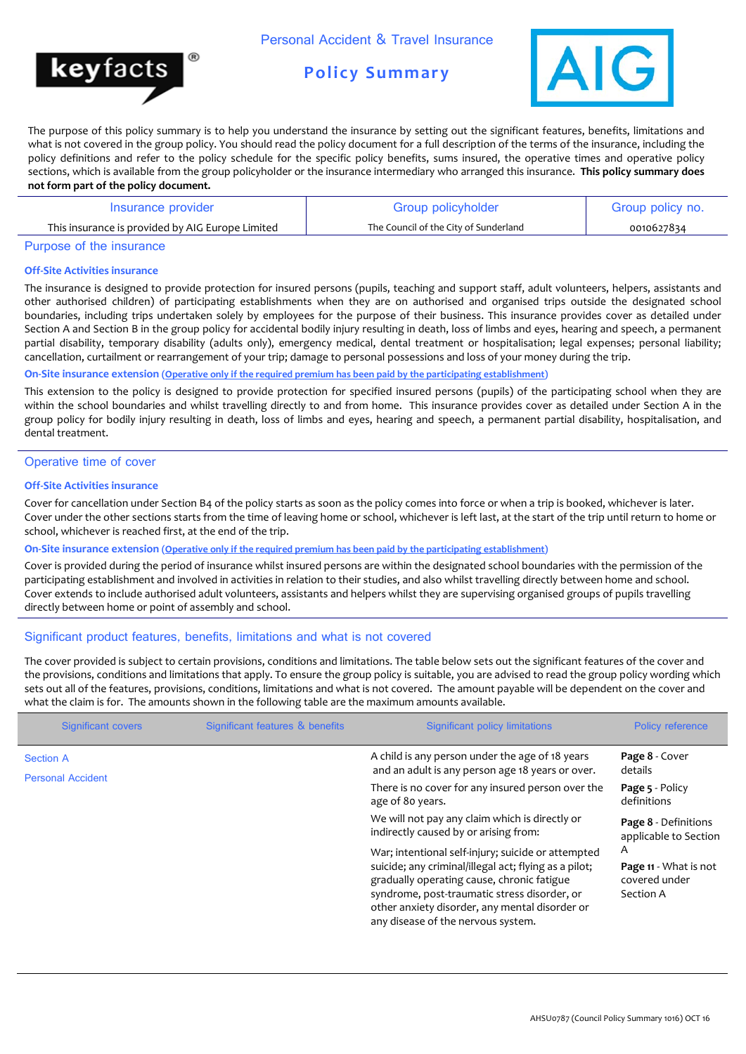Personal Accident & Travel Insurance

# Policy Summary

The purpose of this policy summary is to help you understand the insurance by setting out the significant features, benefits, limitations and what is not covered in the group policy. You should read the policy document for a full description of the terms of the insurance, including the policy definitions and refer to the policy schedule for the specific policy benefits, sums insured, the operative times and operative policy sections, which is available from the group policyholder or the insurance intermediary who arranged this insurance. **This policy summary does not form part of the policy document.**

| Insurance provider | Group policyholder | Group policy no. |
|---|---|---|
| This insurance is provided by AIG Europe Limited | The Council of the City of Sunderland | 0010627834 |

## Purpose of the insurance

### Off-Site Activities insurance

The insurance is designed to provide protection for insured persons (pupils, teaching and support staff, adult volunteers, helpers, assistants and other authorised children) of participating establishments when they are on authorised and organised trips outside the designated school boundaries, including trips undertaken solely by employees for the purpose of their business. This insurance provides cover as detailed under Section A and Section B in the group policy for accidental bodily injury resulting in death, loss of limbs and eyes, hearing and speech, a permanent partial disability, temporary disability (adults only), emergency medical, dental treatment or hospitalisation; legal expenses; personal liability; cancellation, curtailment or rearrangement of your trip; damage to personal possessions and loss of your money during the trip.

### On-Site insurance extension (Operative only if the required premium has been paid by the participating establishment)

This extension to the policy is designed to provide protection for specified insured persons (pupils) of the participating school when they are within the school boundaries and whilst travelling directly to and from home. This insurance provides cover as detailed under Section A in the group policy for bodily injury resulting in death, loss of limbs and eyes, hearing and speech, a permanent partial disability, hospitalisation, and dental treatment.

## Operative time of cover

### Off-Site Activities insurance

Cover for cancellation under Section B4 of the policy starts as soon as the policy comes into force or when a trip is booked, whichever is later. Cover under the other sections starts from the time of leaving home or school, whichever is left last, at the start of the trip until return to home or school, whichever is reached first, at the end of the trip.

### On-Site insurance extension (Operative only if the required premium has been paid by the participating establishment)

Cover is provided during the period of insurance whilst insured persons are within the designated school boundaries with the permission of the participating establishment and involved in activities in relation to their studies, and also whilst travelling directly between home and school. Cover extends to include authorised adult volunteers, assistants and helpers whilst they are supervising organised groups of pupils travelling directly between home or point of assembly and school.

## Significant product features, benefits, limitations and what is not covered

The cover provided is subject to certain provisions, conditions and limitations. The table below sets out the significant features of the cover and the provisions, conditions and limitations that apply. To ensure the group policy is suitable, you are advised to read the group policy wording which sets out all of the features, provisions, conditions, limitations and what is not covered. The amount payable will be dependent on the cover and what the claim is for. The amounts shown in the following table are the maximum amounts available.

| Significant covers | Significant features & benefits | Significant policy limitations | Policy reference |
|---|---|---|---|
| Section A<br>Personal Accident | | A child is any person under the age of 18 years and an adult is any person age 18 years or over.<br><br>There is no cover for any insured person over the age of 80 years.<br><br>We will not pay any claim which is directly or indirectly caused by or arising from:<br><br>War; intentional self-injury; suicide or attempted suicide; any criminal/illegal act; flying as a pilot; gradually operating cause, chronic fatigue syndrome, post-traumatic stress disorder, or other anxiety disorder, any mental disorder or any disease of the nervous system. | **Page 8** - Cover details<br><br>**Page 5** - Policy definitions<br><br>**Page 8** - Definitions applicable to Section A<br><br>**Page 11** - What is not covered under Section A |

AHSU0787 (Council Policy Summary 1016) OCT 16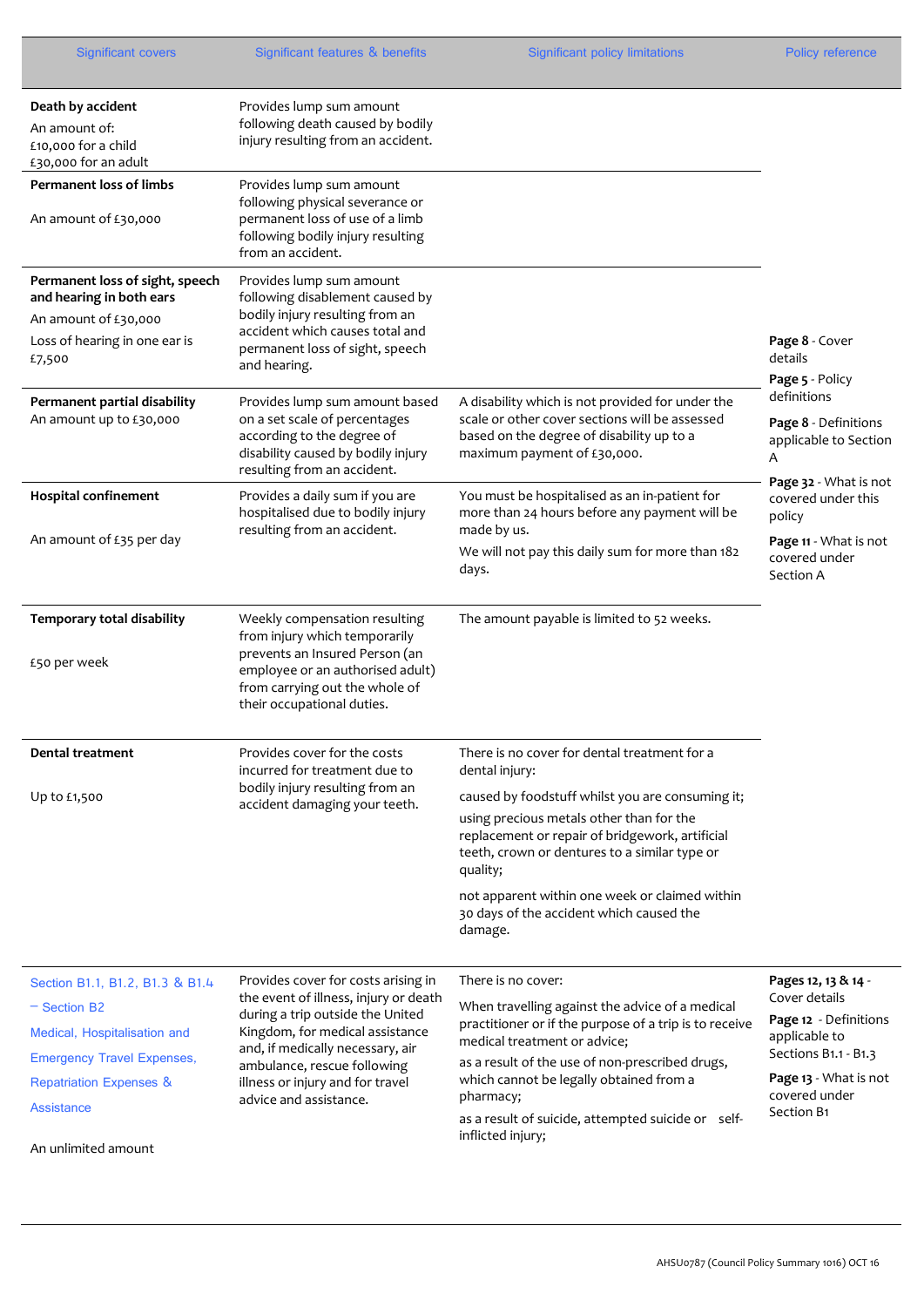| Significant covers | Significant features & benefits | Significant policy limitations | Policy reference |
|---|---|---|---|
| **Death by accident**<br>An amount of:<br>£10,000 for a child<br>£30,000 for an adult | Provides lump sum amount following death caused by bodily injury resulting from an accident. | | **Page 8** - Cover details<br>**Page 5** - Policy definitions<br>**Page 8** - Definitions applicable to Section A<br>**Page 32** - What is not covered under this policy<br>**Page 11** - What is not covered under Section A |
| **Permanent loss of limbs**<br>An amount of £30,000 | Provides lump sum amount following physical severance or permanent loss of use of a limb following bodily injury resulting from an accident. | | |
| **Permanent loss of sight, speech and hearing in both ears**<br>An amount of £30,000<br>Loss of hearing in one ear is £7,500 | Provides lump sum amount following disablement caused by bodily injury resulting from an accident which causes total and permanent loss of sight, speech and hearing. | | |
| **Permanent partial disability**<br>An amount up to £30,000 | Provides lump sum amount based on a set scale of percentages according to the degree of disability caused by bodily injury resulting from an accident. | A disability which is not provided for under the scale or other cover sections will be assessed based on the degree of disability up to a maximum payment of £30,000. | |
| **Hospital confinement**<br>An amount of £35 per day | Provides a daily sum if you are hospitalised due to bodily injury resulting from an accident. | You must be hospitalised as an in-patient for more than 24 hours before any payment will be made by us.<br>We will not pay this daily sum for more than 182 days. | |
| **Temporary total disability**<br>£50 per week | Weekly compensation resulting from injury which temporarily prevents an Insured Person (an employee or an authorised adult) from carrying out the whole of their occupational duties. | The amount payable is limited to 52 weeks. | |
| **Dental treatment**<br>Up to £1,500 | Provides cover for the costs incurred for treatment due to bodily injury resulting from an accident damaging your teeth. | There is no cover for dental treatment for a dental injury:<br>caused by foodstuff whilst you are consuming it;<br>using precious metals other than for the replacement or repair of bridgework, artificial teeth, crown or dentures to a similar type or quality;<br>not apparent within one week or claimed within 30 days of the accident which caused the damage. | |
| Section B1.1, B1.2, B1.3 & B1.4 – Section B2<br>Medical, Hospitalisation and Emergency Travel Expenses, Repatriation Expenses & Assistance<br>An unlimited amount | Provides cover for costs arising in the event of illness, injury or death during a trip outside the United Kingdom, for medical assistance and, if medically necessary, air ambulance, rescue following illness or injury and for travel advice and assistance. | There is no cover:<br>When travelling against the advice of a medical practitioner or if the purpose of a trip is to receive medical treatment or advice;<br>as a result of the use of non-prescribed drugs, which cannot be legally obtained from a pharmacy;<br>as a result of suicide, attempted suicide or self-inflicted injury; | **Pages 12, 13 & 14** - Cover details<br>**Page 12** - Definitions applicable to Sections B1.1 - B1.3<br>**Page 13** - What is not covered under Section B1 |

AHSU0787 (Council Policy Summary 1016) OCT 16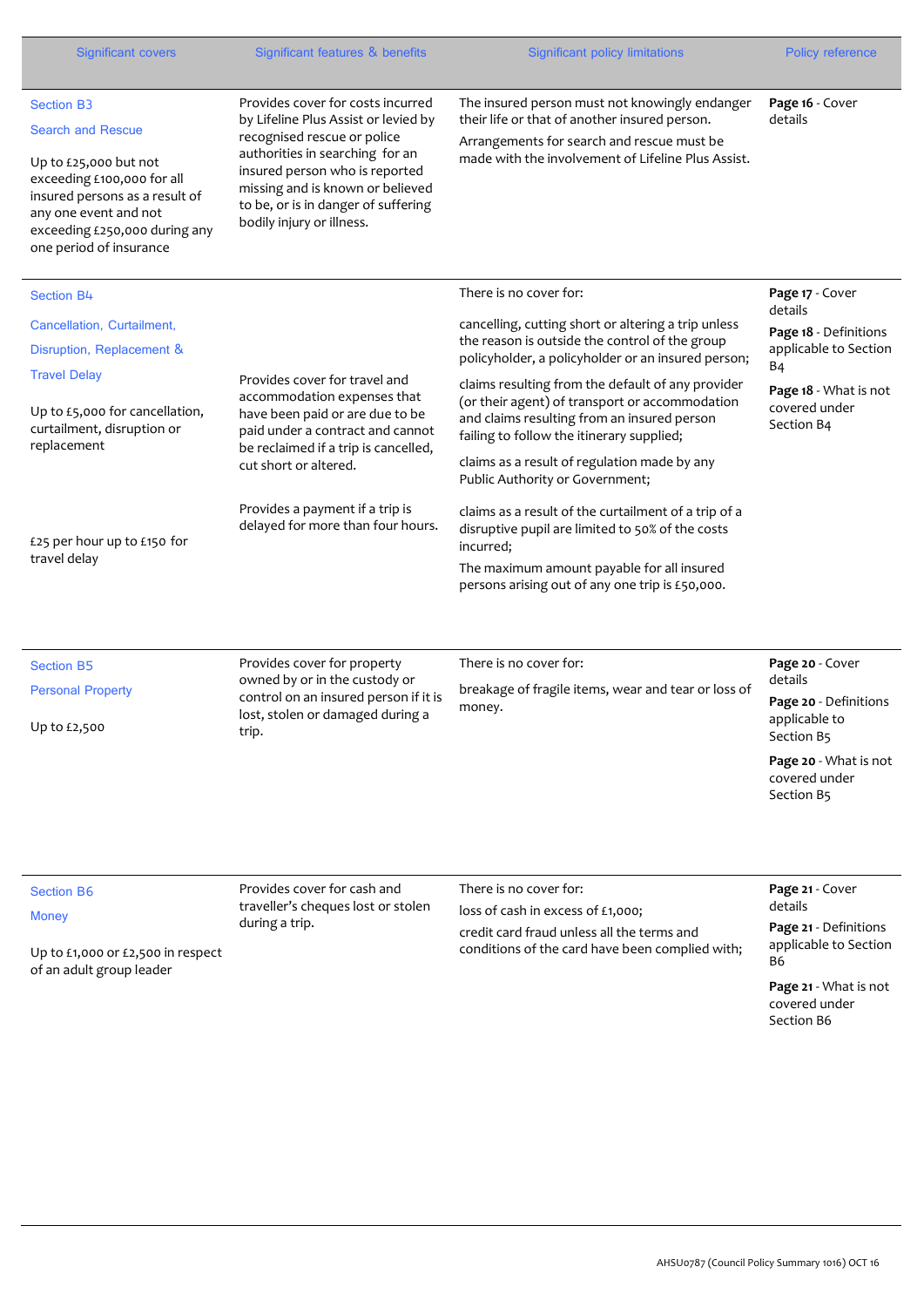| Significant covers | Significant features & benefits | Significant policy limitations | Policy reference |
|---|---|---|---|
| Section B3<br>Search and Rescue<br><br>Up to £25,000 but not exceeding £100,000 for all insured persons as a result of any one event and not exceeding £250,000 during any one period of insurance | Provides cover for costs incurred by Lifeline Plus Assist or levied by recognised rescue or police authorities in searching for an insured person who is reported missing and is known or believed to be, or is in danger of suffering bodily injury or illness. | The insured person must not knowingly endanger their life or that of another insured person.<br><br>Arrangements for search and rescue must be made with the involvement of Lifeline Plus Assist. | **Page 16** - Cover details |
| Section B4<br>Cancellation, Curtailment, Disruption, Replacement & Travel Delay<br><br>Up to £5,000 for cancellation, curtailment, disruption or replacement<br><br>£25 per hour up to £150 for travel delay | Provides cover for travel and accommodation expenses that have been paid or are due to be paid under a contract and cannot be reclaimed if a trip is cancelled, cut short or altered.<br><br>Provides a payment if a trip is delayed for more than four hours. | There is no cover for:<br><br>cancelling, cutting short or altering a trip unless the reason is outside the control of the group policyholder, a policyholder or an insured person;<br><br>claims resulting from the default of any provider (or their agent) of transport or accommodation and claims resulting from an insured person failing to follow the itinerary supplied;<br><br>claims as a result of regulation made by any Public Authority or Government;<br><br>claims as a result of the curtailment of a trip of a disruptive pupil are limited to 50% of the costs incurred;<br><br>The maximum amount payable for all insured persons arising out of any one trip is £50,000. | **Page 17** - Cover details<br><br>**Page 18** - Definitions applicable to Section B4<br><br>**Page 18** - What is not covered under Section B4 |
| Section B5<br>Personal Property<br><br>Up to £2,500 | Provides cover for property owned by or in the custody or control on an insured person if it is lost, stolen or damaged during a trip. | There is no cover for:<br><br>breakage of fragile items, wear and tear or loss of money. | **Page 20** - Cover details<br><br>**Page 20** - Definitions applicable to Section B5<br><br>**Page 20** - What is not covered under Section B5 |
| Section B6<br>Money<br><br>Up to £1,000 or £2,500 in respect of an adult group leader | Provides cover for cash and traveller's cheques lost or stolen during a trip. | There is no cover for:<br><br>loss of cash in excess of £1,000;<br><br>credit card fraud unless all the terms and conditions of the card have been complied with; | **Page 21** - Cover details<br><br>**Page 21** - Definitions applicable to Section B6<br><br>**Page 21** - What is not covered under Section B6 |

AHSU0787 (Council Policy Summary 1016) OCT 16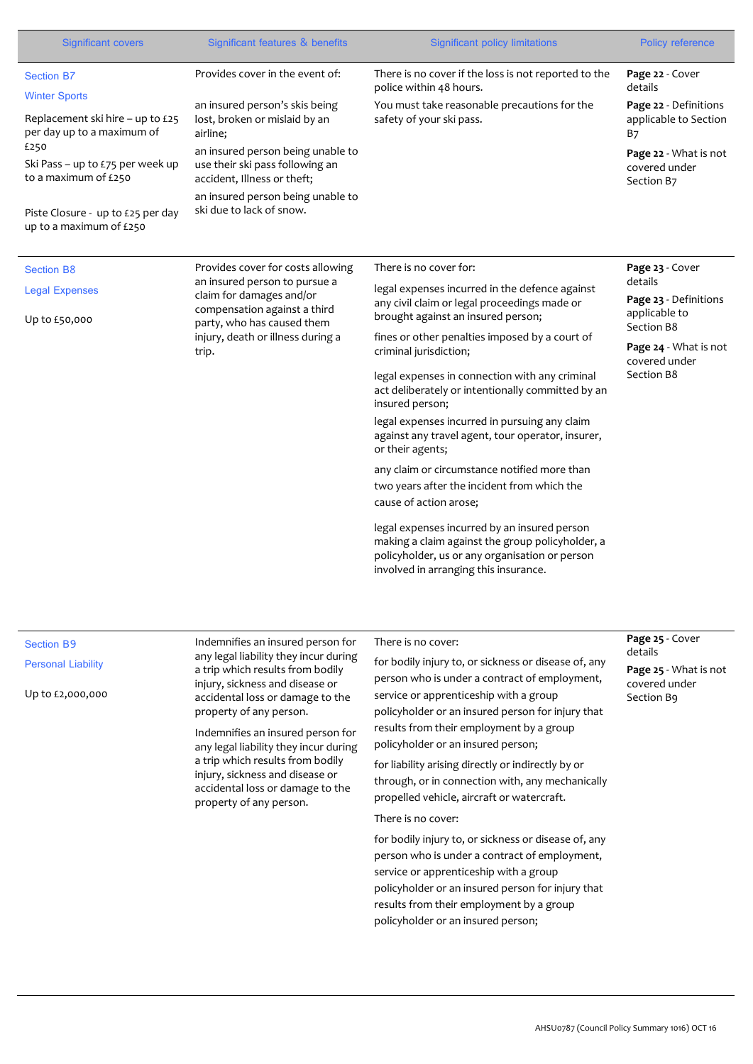| Significant covers | Significant features & benefits | Significant policy limitations | Policy reference |
|---|---|---|---|
| Section B7<br>Winter Sports<br>Replacement ski hire – up to £25 per day up to a maximum of £250<br>Ski Pass – up to £75 per week up to a maximum of £250<br>Piste Closure - up to £25 per day up to a maximum of £250 | Provides cover in the event of:<br>an insured person's skis being lost, broken or mislaid by an airline;<br>an insured person being unable to use their ski pass following an accident, Illness or theft;<br>an insured person being unable to ski due to lack of snow. | There is no cover if the loss is not reported to the police within 48 hours.<br>You must take reasonable precautions for the safety of your ski pass. | **Page 22** - Cover details<br>**Page 22** - Definitions applicable to Section B7<br>**Page 22** - What is not covered under Section B7 |
| Section B8<br>Legal Expenses<br>Up to £50,000 | Provides cover for costs allowing an insured person to pursue a claim for damages and/or compensation against a third party, who has caused them injury, death or illness during a trip. | There is no cover for:<br>legal expenses incurred in the defence against any civil claim or legal proceedings made or brought against an insured person;<br>fines or other penalties imposed by a court of criminal jurisdiction;<br>legal expenses in connection with any criminal act deliberately or intentionally committed by an insured person;<br>legal expenses incurred in pursuing any claim against any travel agent, tour operator, insurer, or their agents;<br>any claim or circumstance notified more than two years after the incident from which the cause of action arose;<br>legal expenses incurred by an insured person making a claim against the group policyholder, a policyholder, us or any organisation or person involved in arranging this insurance. | **Page 23** - Cover details<br>**Page 23** - Definitions applicable to Section B8<br>**Page 24** - What is not covered under Section B8 |
| Section B9<br>Personal Liability<br>Up to £2,000,000 | Indemnifies an insured person for any legal liability they incur during a trip which results from bodily injury, sickness and disease or accidental loss or damage to the property of any person.<br>Indemnifies an insured person for any legal liability they incur during a trip which results from bodily injury, sickness and disease or accidental loss or damage to the property of any person. | There is no cover:<br>for bodily injury to, or sickness or disease of, any person who is under a contract of employment, service or apprenticeship with a group policyholder or an insured person for injury that results from their employment by a group policyholder or an insured person;<br>for liability arising directly or indirectly by or through, or in connection with, any mechanically propelled vehicle, aircraft or watercraft.<br>There is no cover:<br>for bodily injury to, or sickness or disease of, any person who is under a contract of employment, service or apprenticeship with a group policyholder or an insured person for injury that results from their employment by a group policyholder or an insured person; | **Page 25** - Cover details<br>**Page 25** - What is not covered under Section B9 |

AHSU0787 (Council Policy Summary 1016) OCT 16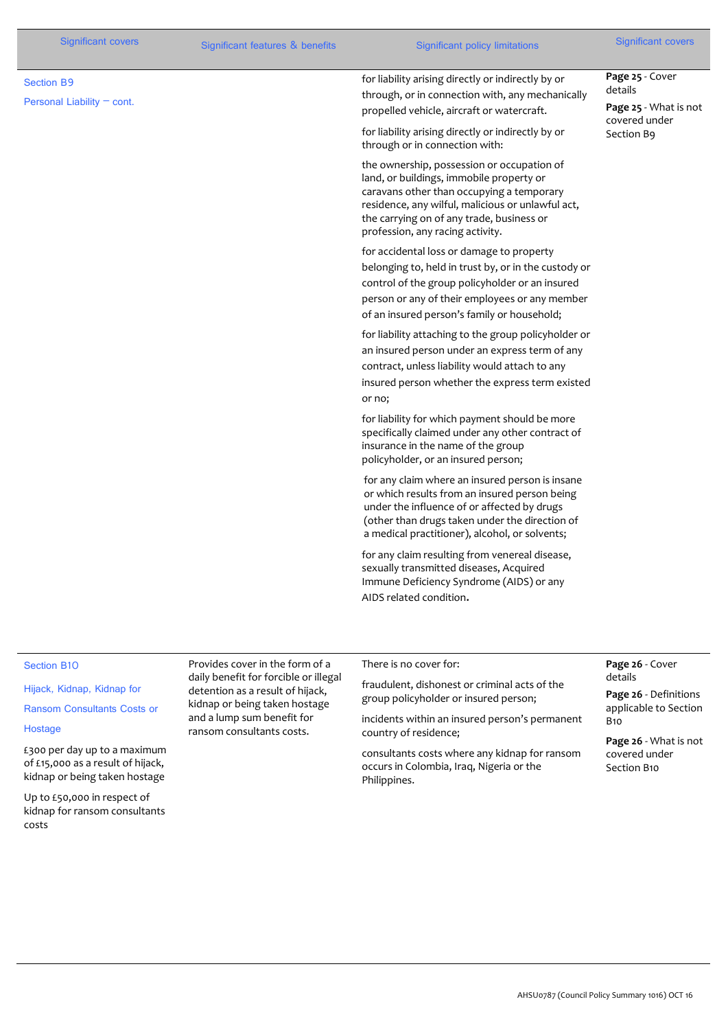| Significant covers | Significant features & benefits | Significant policy limitations | Significant covers |
|---|---|---|---|
| Section B9<br><br>Personal Liability – cont. | | for liability arising directly or indirectly by or through, or in connection with, any mechanically propelled vehicle, aircraft or watercraft.<br><br>for liability arising directly or indirectly by or through or in connection with:<br><br>the ownership, possession or occupation of land, or buildings, immobile property or caravans other than occupying a temporary residence, any wilful, malicious or unlawful act, the carrying on of any trade, business or profession, any racing activity.<br><br>for accidental loss or damage to property belonging to, held in trust by, or in the custody or control of the group policyholder or an insured person or any of their employees or any member of an insured person's family or household;<br><br>for liability attaching to the group policyholder or an insured person under an express term of any contract, unless liability would attach to any insured person whether the express term existed or no;<br><br>for liability for which payment should be more specifically claimed under any other contract of insurance in the name of the group policyholder, or an insured person;<br><br>for any claim where an insured person is insane or which results from an insured person being under the influence of or affected by drugs (other than drugs taken under the direction of a medical practitioner), alcohol, or solvents;<br><br>for any claim resulting from venereal disease, sexually transmitted diseases, Acquired Immune Deficiency Syndrome (AIDS) or any AIDS related condition. | **Page 25** - Cover details<br><br>**Page 25** - What is not covered under Section B9 |
| Section B10<br><br>Hijack, Kidnap, Kidnap for Ransom Consultants Costs or Hostage<br><br>£300 per day up to a maximum of £15,000 as a result of hijack, kidnap or being taken hostage<br><br>Up to £50,000 in respect of kidnap for ransom consultants costs | Provides cover in the form of a daily benefit for forcible or illegal detention as a result of hijack, kidnap or being taken hostage and a lump sum benefit for ransom consultants costs. | There is no cover for:<br><br>fraudulent, dishonest or criminal acts of the group policyholder or insured person;<br><br>incidents within an insured person's permanent country of residence;<br><br>consultants costs where any kidnap for ransom occurs in Colombia, Iraq, Nigeria or the Philippines. | **Page 26** - Cover details<br><br>**Page 26** - Definitions applicable to Section B10<br><br>**Page 26** - What is not covered under Section B10 |

AHSU0787 (Council Policy Summary 1016) OCT 16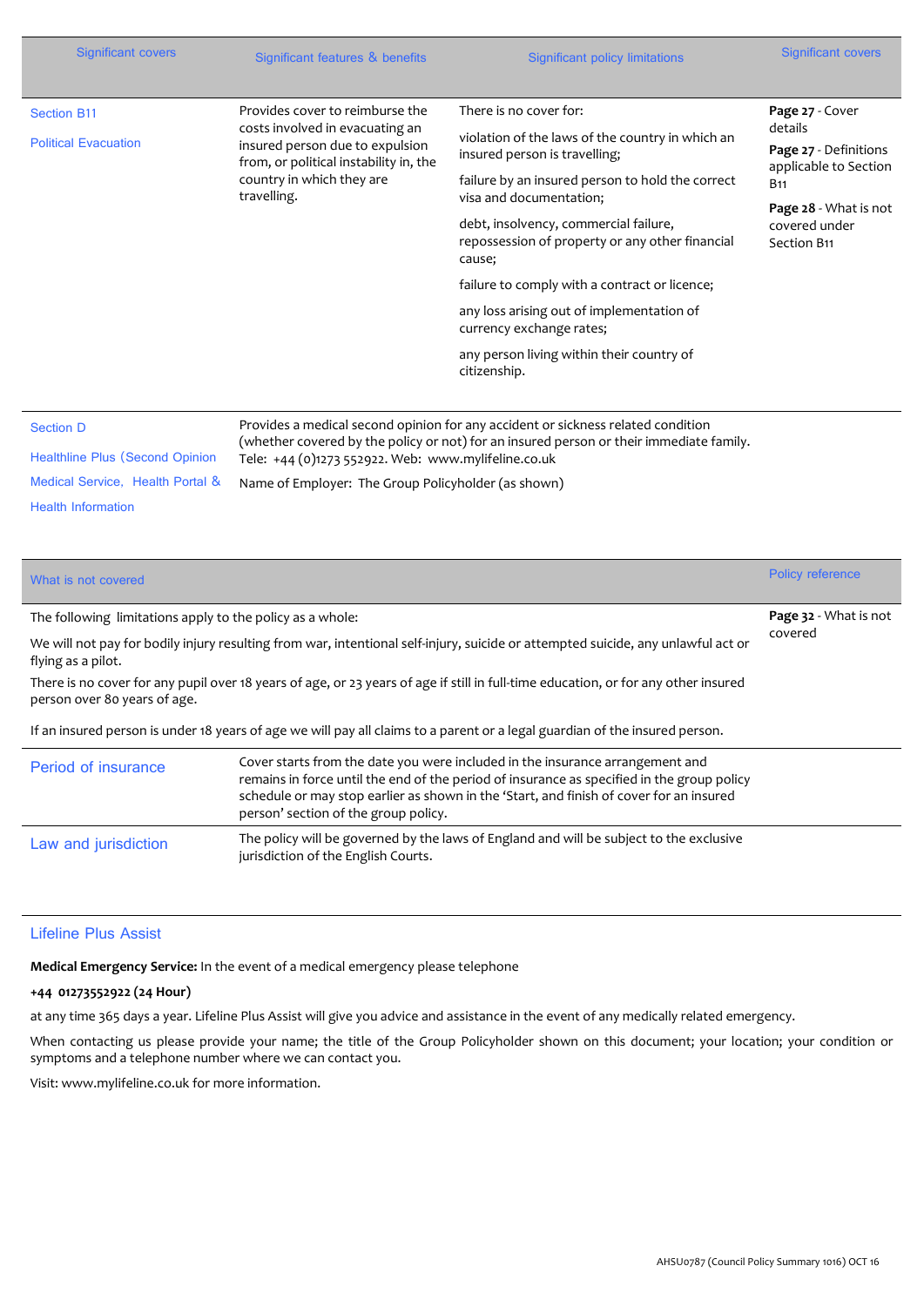| Significant covers | Significant features & benefits | Significant policy limitations | Significant covers |
|---|---|---|---|
| Section B11<br>Political Evacuation | Provides cover to reimburse the costs involved in evacuating an insured person due to expulsion from, or political instability in, the country in which they are travelling. | There is no cover for:<br>violation of the laws of the country in which an insured person is travelling;<br>failure by an insured person to hold the correct visa and documentation;<br>debt, insolvency, commercial failure, repossession of property or any other financial cause;<br>failure to comply with a contract or licence;<br>any loss arising out of implementation of currency exchange rates;<br>any person living within their country of citizenship. | **Page 27** - Cover details<br>**Page 27** - Definitions applicable to Section B11<br>**Page 28** - What is not covered under Section B11 |
| Section D<br>Healthline Plus (Second Opinion Medical Service, Health Portal & Health Information | Provides a medical second opinion for any accident or sickness related condition (whether covered by the policy or not) for an insured person or their immediate family.<br>Tele: +44 (0)1273 552922. Web: www.mylifeline.co.uk<br>Name of Employer: The Group Policyholder (as shown) | | |

| What is not covered | Policy reference |
|---|---|
| The following limitations apply to the policy as a whole:<br>We will not pay for bodily injury resulting from war, intentional self-injury, suicide or attempted suicide, any unlawful act or flying as a pilot.<br>There is no cover for any pupil over 18 years of age, or 23 years of age if still in full-time education, or for any other insured person over 80 years of age.<br>If an insured person is under 18 years of age we will pay all claims to a parent or a legal guardian of the insured person. | **Page 32** - What is not covered |

| | |
|---|---|
| Period of insurance | Cover starts from the date you were included in the insurance arrangement and remains in force until the end of the period of insurance as specified in the group policy schedule or may stop earlier as shown in the 'Start, and finish of cover for an insured person' section of the group policy. |
| Law and jurisdiction | The policy will be governed by the laws of England and will be subject to the exclusive jurisdiction of the English Courts. |

## Lifeline Plus Assist

**Medical Emergency Service:** In the event of a medical emergency please telephone

**+44 01273552922 (24 Hour)**

at any time 365 days a year. Lifeline Plus Assist will give you advice and assistance in the event of any medically related emergency.

When contacting us please provide your name; the title of the Group Policyholder shown on this document; your location; your condition or symptoms and a telephone number where we can contact you.

Visit: www.mylifeline.co.uk for more information.

AHSU0787 (Council Policy Summary 1016) OCT 16